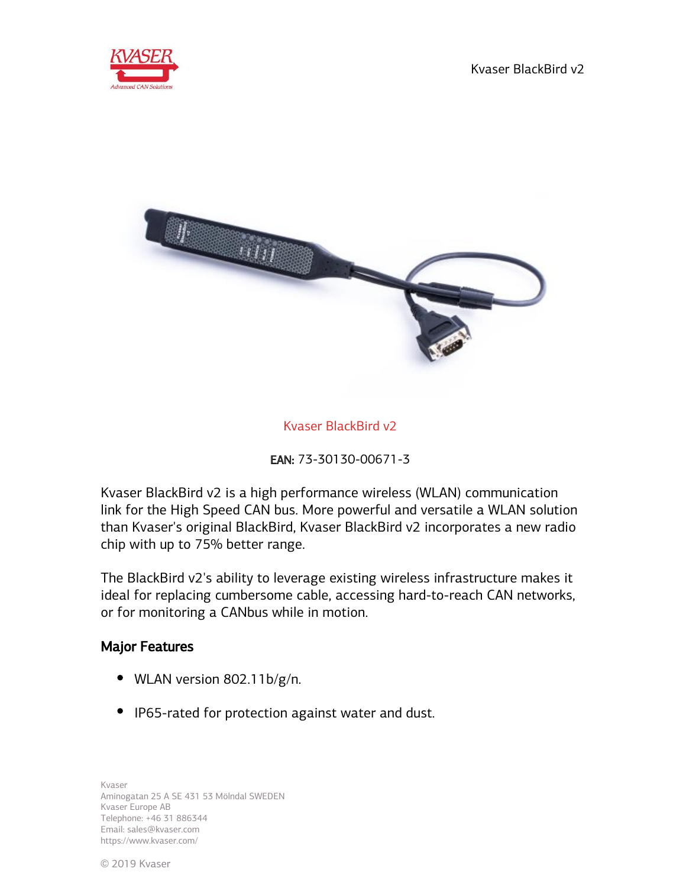Kvaser BlackBird v2

**EAN:** 73-30130-00671-3

Kvaser BlackBird v2 is a high performance wireless (WLAN) communication link for the High Speed CAN bus. More powerful and versatile a WLAN solution than Kvaser's original BlackBird, Kvaser BlackBird v2 incorporates a new radio chip with up to 75% better range.

The BlackBird v2's ability to leverage existing wireless infrastructure makes it ideal for replacing cumbersome cable, accessing hard-to-reach CAN networks, or for monitoring a CANbus while in motion.

## Major Features

- WLAN version 802.11b/g/n.
- IP65-rated for protection against water and dust.

Kvaser
Aminogatan 25 A SE 431 53 Mölndal SWEDEN
Kvaser Europe AB
Telephone: +46 31 886344
Email: sales@kvaser.com
https://www.kvaser.com/

© 2019 Kvaser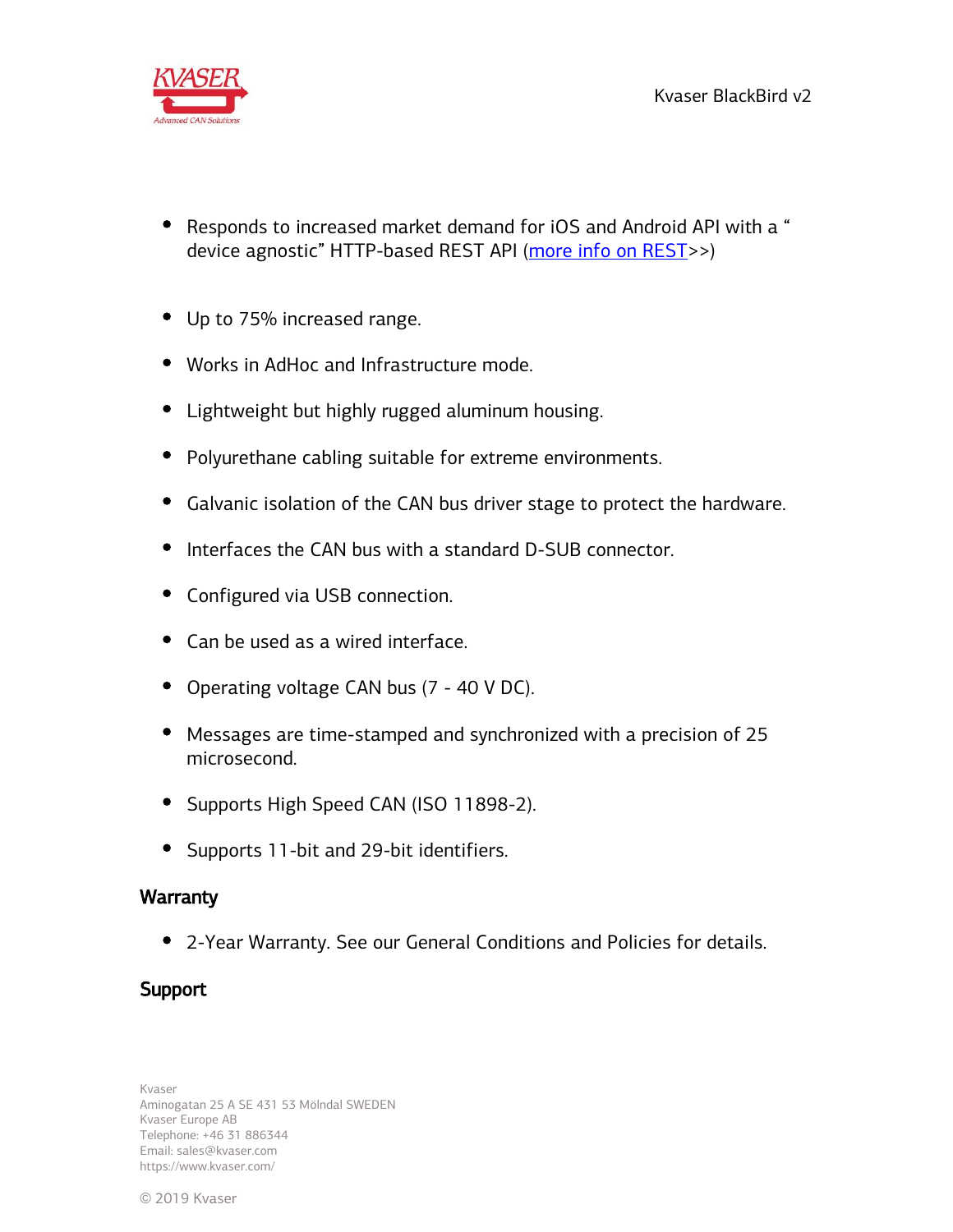- Responds to increased market demand for iOS and Android API with a " device agnostic" HTTP-based REST API ([more info on REST]>>)

- Up to 75% increased range.
- Works in AdHoc and Infrastructure mode.
- Lightweight but highly rugged aluminum housing.
- Polyurethane cabling suitable for extreme environments.
- Galvanic isolation of the CAN bus driver stage to protect the hardware.
- Interfaces the CAN bus with a standard D-SUB connector.
- Configured via USB connection.
- Can be used as a wired interface.
- Operating voltage CAN bus (7 - 40 V DC).
- Messages are time-stamped and synchronized with a precision of 25 microsecond.
- Supports High Speed CAN (ISO 11898-2).
- Supports 11-bit and 29-bit identifiers.

## Warranty

- 2-Year Warranty. See our General Conditions and Policies for details.

## Support

Kvaser
Aminogatan 25 A SE 431 53 Mölndal SWEDEN
Kvaser Europe AB
Telephone: +46 31 886344
Email: sales@kvaser.com
https://www.kvaser.com/

© 2019 Kvaser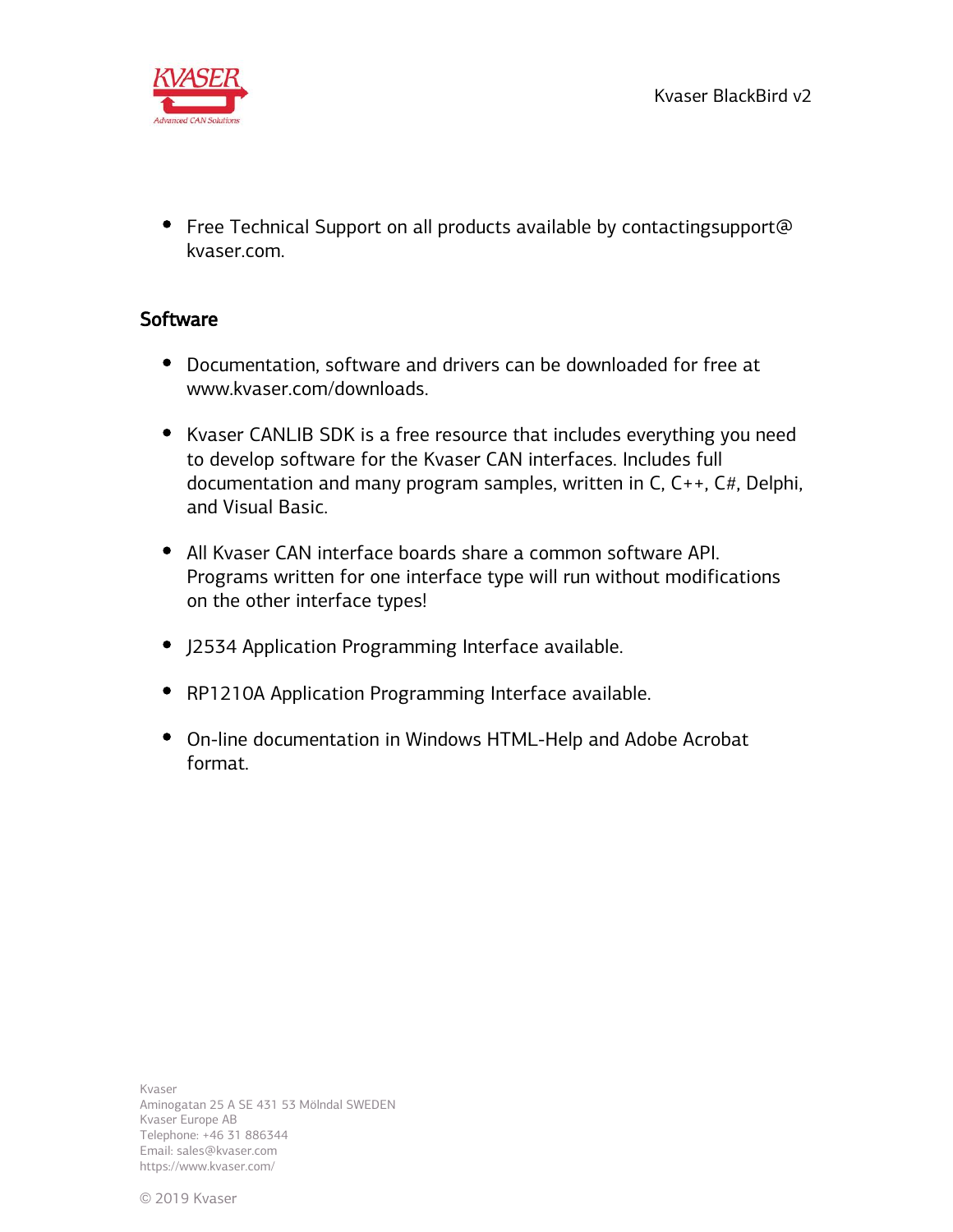- Free Technical Support on all products available by contactingsupport@ kvaser.com.

## Software

- Documentation, software and drivers can be downloaded for free at www.kvaser.com/downloads.
- Kvaser CANLIB SDK is a free resource that includes everything you need to develop software for the Kvaser CAN interfaces. Includes full documentation and many program samples, written in C, C++, C#, Delphi, and Visual Basic.
- All Kvaser CAN interface boards share a common software API. Programs written for one interface type will run without modifications on the other interface types!
- J2534 Application Programming Interface available.
- RP1210A Application Programming Interface available.
- On-line documentation in Windows HTML-Help and Adobe Acrobat format.

Kvaser
Aminogatan 25 A SE 431 53 Mölndal SWEDEN
Kvaser Europe AB
Telephone: +46 31 886344
Email: sales@kvaser.com
https://www.kvaser.com/

© 2019 Kvaser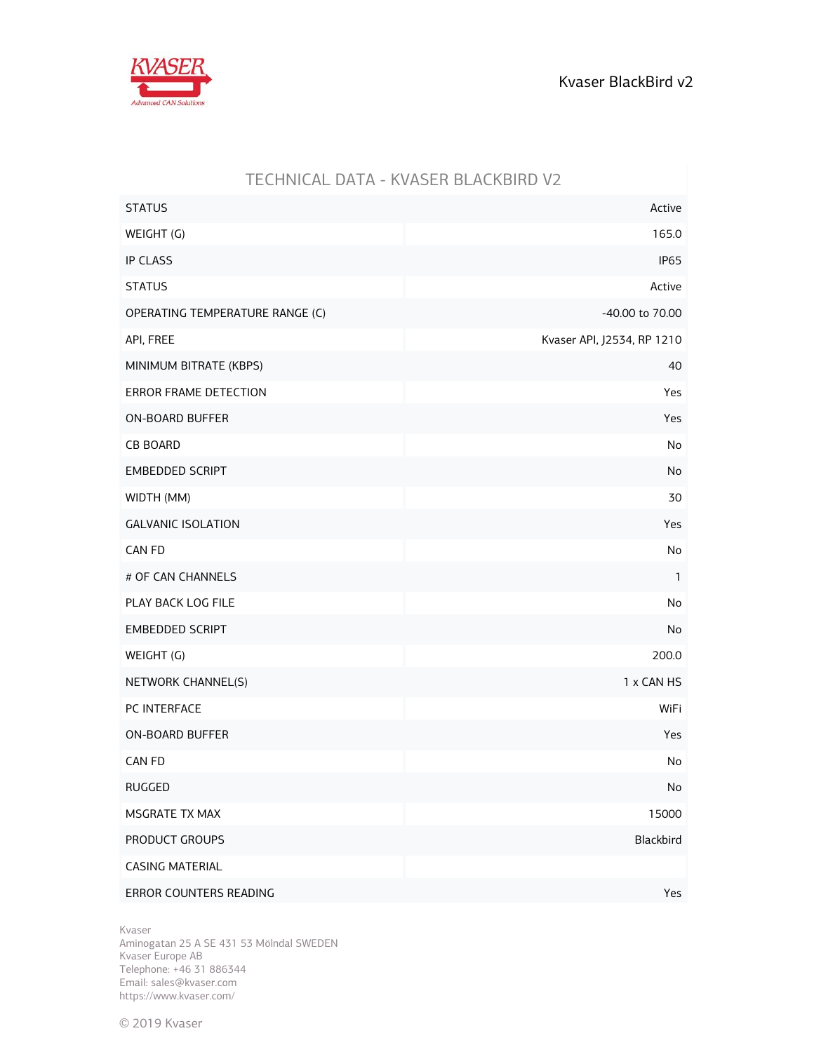# TECHNICAL DATA - KVASER BLACKBIRD V2

| | |
|---|---|
| STATUS | Active |
| WEIGHT (G) | 165.0 |
| IP CLASS | IP65 |
| STATUS | Active |
| OPERATING TEMPERATURE RANGE (C) | -40.00 to 70.00 |
| API, FREE | Kvaser API, J2534, RP 1210 |
| MINIMUM BITRATE (KBPS) | 40 |
| ERROR FRAME DETECTION | Yes |
| ON-BOARD BUFFER | Yes |
| CB BOARD | No |
| EMBEDDED SCRIPT | No |
| WIDTH (MM) | 30 |
| GALVANIC ISOLATION | Yes |
| CAN FD | No |
| # OF CAN CHANNELS | 1 |
| PLAY BACK LOG FILE | No |
| EMBEDDED SCRIPT | No |
| WEIGHT (G) | 200.0 |
| NETWORK CHANNEL(S) | 1 x CAN HS |
| PC INTERFACE | WiFi |
| ON-BOARD BUFFER | Yes |
| CAN FD | No |
| RUGGED | No |
| MSGRATE TX MAX | 15000 |
| PRODUCT GROUPS | Blackbird |
| CASING MATERIAL | |
| ERROR COUNTERS READING | Yes |

Kvaser
Aminogatan 25 A SE 431 53 Mölndal SWEDEN
Kvaser Europe AB
Telephone: +46 31 886344
Email: sales@kvaser.com
https://www.kvaser.com/

© 2019 Kvaser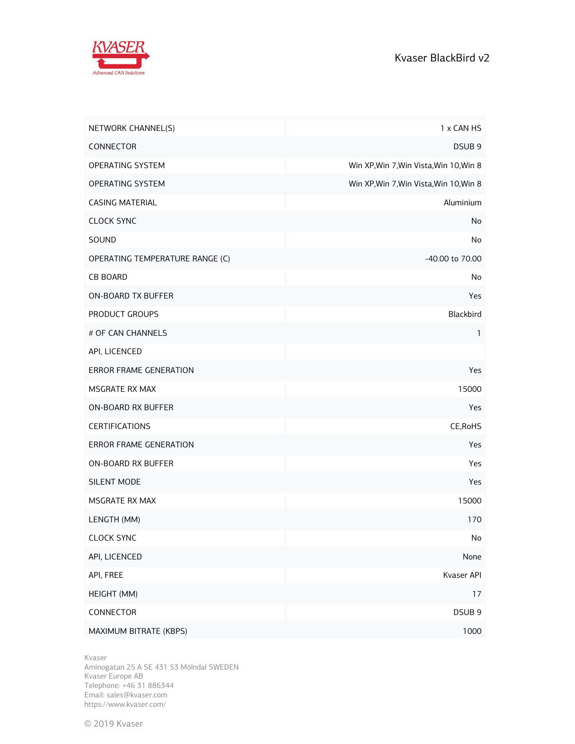# Kvaser BlackBird v2

| | |
|---|---|
| NETWORK CHANNEL(S) | 1 x CAN HS |
| CONNECTOR | DSUB 9 |
| OPERATING SYSTEM | Win XP,Win 7,Win Vista,Win 10,Win 8 |
| OPERATING SYSTEM | Win XP,Win 7,Win Vista,Win 10,Win 8 |
| CASING MATERIAL | Aluminium |
| CLOCK SYNC | No |
| SOUND | No |
| OPERATING TEMPERATURE RANGE (C) | -40.00 to 70.00 |
| CB BOARD | No |
| ON-BOARD TX BUFFER | Yes |
| PRODUCT GROUPS | Blackbird |
| # OF CAN CHANNELS | 1 |
| API, LICENCED | |
| ERROR FRAME GENERATION | Yes |
| MSGRATE RX MAX | 15000 |
| ON-BOARD RX BUFFER | Yes |
| CERTIFICATIONS | CE,RoHS |
| ERROR FRAME GENERATION | Yes |
| ON-BOARD RX BUFFER | Yes |
| SILENT MODE | Yes |
| MSGRATE RX MAX | 15000 |
| LENGTH (MM) | 170 |
| CLOCK SYNC | No |
| API, LICENCED | None |
| API, FREE | Kvaser API |
| HEIGHT (MM) | 17 |
| CONNECTOR | DSUB 9 |
| MAXIMUM BITRATE (KBPS) | 1000 |

Kvaser
Aminogatan 25 A SE 431 53 Mölndal SWEDEN
Kvaser Europe AB
Telephone: +46 31 886344
Email: sales@kvaser.com
https://www.kvaser.com/

© 2019 Kvaser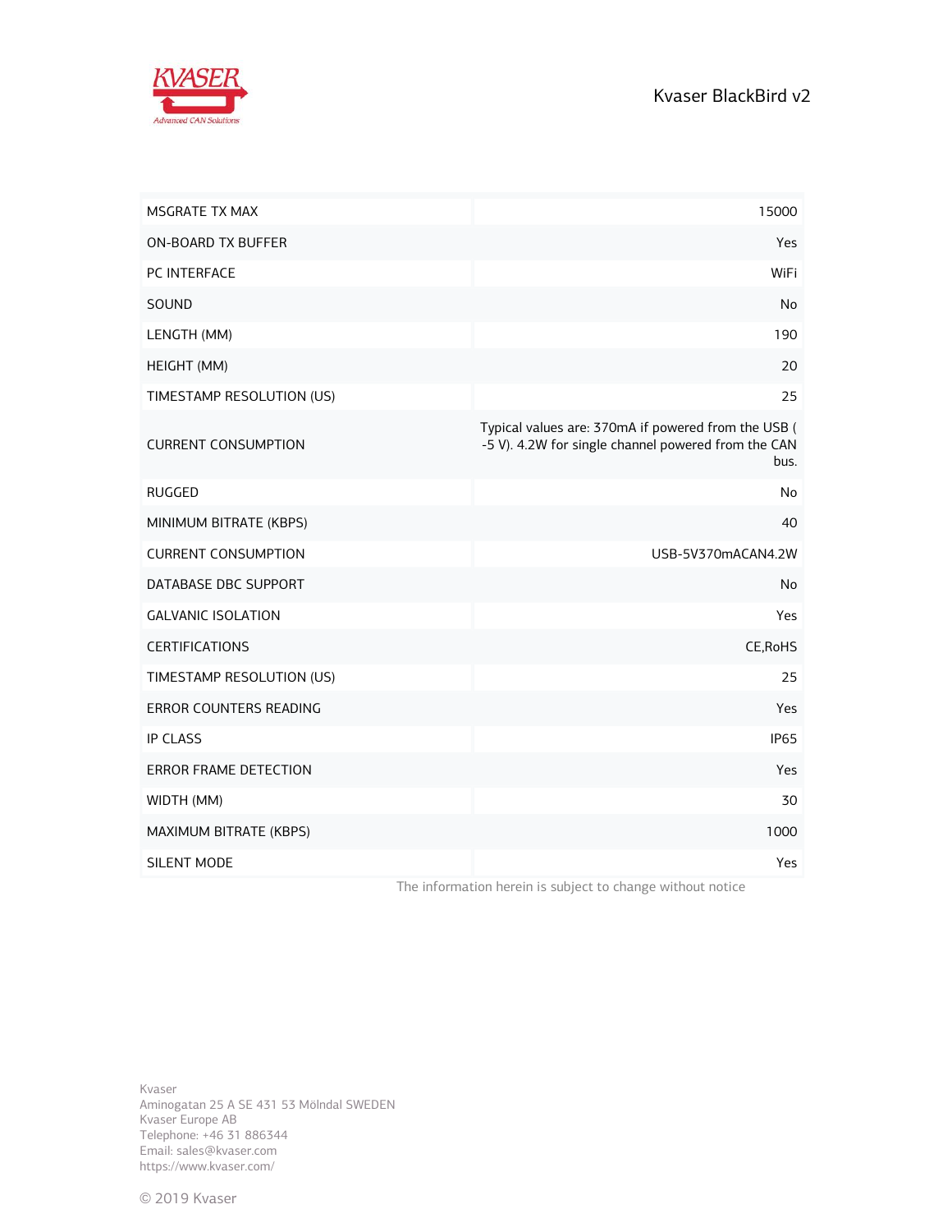| | |
|---|---|
| MSGRATE TX MAX | 15000 |
| ON-BOARD TX BUFFER | Yes |
| PC INTERFACE | WiFi |
| SOUND | No |
| LENGTH (MM) | 190 |
| HEIGHT (MM) | 20 |
| TIMESTAMP RESOLUTION (US) | 25 |
| CURRENT CONSUMPTION | Typical values are: 370mA if powered from the USB ( -5 V). 4.2W for single channel powered from the CAN bus. |
| RUGGED | No |
| MINIMUM BITRATE (KBPS) | 40 |
| CURRENT CONSUMPTION | USB-5V370mACAN4.2W |
| DATABASE DBC SUPPORT | No |
| GALVANIC ISOLATION | Yes |
| CERTIFICATIONS | CE,RoHS |
| TIMESTAMP RESOLUTION (US) | 25 |
| ERROR COUNTERS READING | Yes |
| IP CLASS | IP65 |
| ERROR FRAME DETECTION | Yes |
| WIDTH (MM) | 30 |
| MAXIMUM BITRATE (KBPS) | 1000 |
| SILENT MODE | Yes |

The information herein is subject to change without notice

Kvaser
Aminogatan 25 A SE 431 53 Mölndal SWEDEN
Kvaser Europe AB
Telephone: +46 31 886344
Email: sales@kvaser.com
https://www.kvaser.com/

© 2019 Kvaser